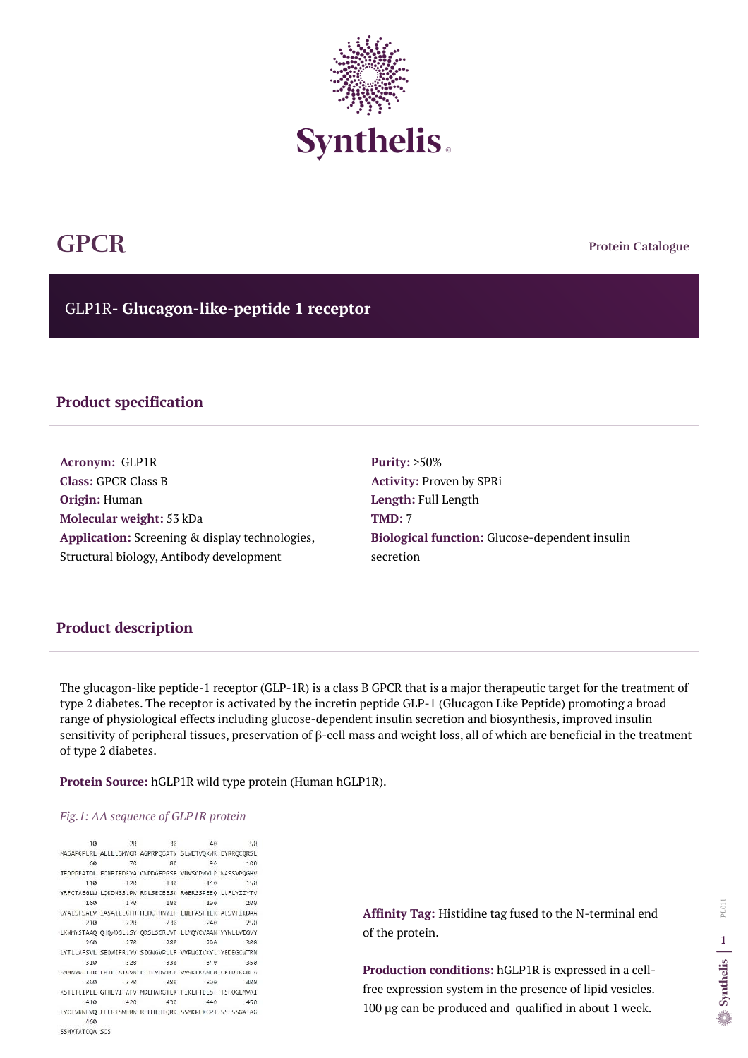# GPCR

Protein Catalogue

## GLP1R- **Glucagon-like-peptide 1 receptor**

## Product specification

**Acronym:** GLP1R
**Class:** GPCR Class B
**Origin:** Human
**Molecular weight:** 53 kDa
**Application:** Screening & display technologies, Structural biology, Antibody development

**Purity:** >50%
**Activity:** Proven by SPRi
**Length:** Full Length
**TMD:** 7
**Biological function:** Glucose-dependent insulin secretion

## Product description

The glucagon-like peptide-1 receptor (GLP-1R) is a class B GPCR that is a major therapeutic target for the treatment of type 2 diabetes. The receptor is activated by the incretin peptide GLP-1 (Glucagon Like Peptide) promoting a broad range of physiological effects including glucose-dependent insulin secretion and biosynthesis, improved insulin sensitivity of peripheral tissues, preservation of β-cell mass and weight loss, all of which are beneficial in the treatment of type 2 diabetes.

**Protein Source:** hGLP1R wild type protein (Human hGLP1R).

*Fig.1: AA sequence of GLP1R protein*

```
        10         20         30         40         50
MAGAPGPLRL ALLLLGMVGR AGPRPQGATV SLWETVQKWR EYRRQCQRSL
        60         70         80         90        100
TEDPPPATDL FCNRTFDEYA CWPDGEPGSF VNVSCPWYLP WASSVPQGHV
       110        120        130        140        150
YRFCTAEGLW LQKDNSSLPW RDLSECEESK RGERSSPEEQ LLFLYIIYTV
       160        170        180        190        200
GYALSFSALV IASAILLGFR HLHCTRNYIH LNLFASFILR ALSVFIKDAA
       210        220        230        240        250
LKWMYSTAAQ QHQWDGLLSY QDSLSCRLVF LLMQYCVAAN YYWLLVEGVY
       260        270        280        290        300
LYTLLAFSVL SEQWIFRLYV SIGWGVPLLF VVPWGIVKYL YEDEGCWTRN
       310        320        330        340        350
SNMNYWLIIR LPILFAIGVN FLIFVRVICI VVSKLKANLM CKTDIKCRLA
       360        370        380        390        400
KSTLTLIPLL GTHEVIFAFV MDEHARGTLR FIKLFTELSF TSFQGLMVAI
       410        420        430        440        450
LYCFVNNEVQ LEFRKSWERW RLEHLHIQRD SSMKPLKCPT SSLSSGATAG
       460
SSMYTATCQA SCS
```

**Affinity Tag:** Histidine tag fused to the N-terminal end of the protein.

**Production conditions:** hGLP1R is expressed in a cell-free expression system in the presence of lipid vesicles. 100 µg can be produced and qualified in about 1 week.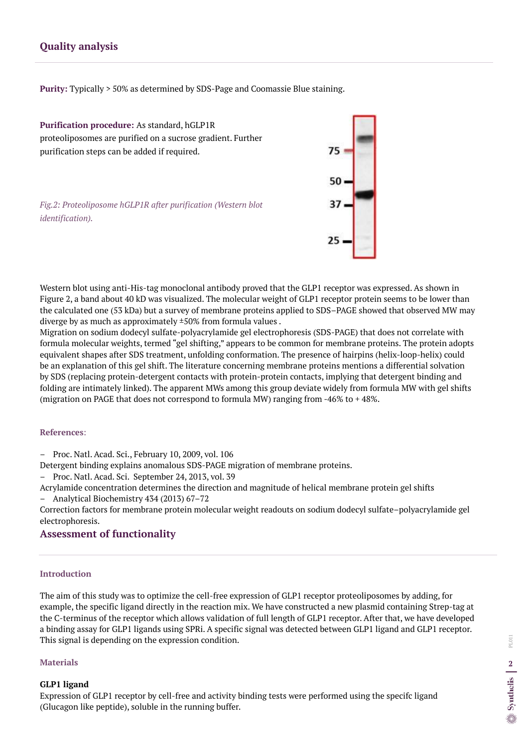## Quality analysis

**Purity:** Typically > 50% as determined by SDS-Page and Coomassie Blue staining.

**Purification procedure:** As standard, hGLP1R proteoliposomes are purified on a sucrose gradient. Further purification steps can be added if required.

*Fig.2: Proteoliposome hGLP1R after purification (Western blot identification).*

Western blot using anti-His-tag monoclonal antibody proved that the GLP1 receptor was expressed. As shown in Figure 2, a band about 40 kD was visualized. The molecular weight of GLP1 receptor protein seems to be lower than the calculated one (53 kDa) but a survey of membrane proteins applied to SDS–PAGE showed that observed MW may diverge by as much as approximately ±50% from formula values .

Migration on sodium dodecyl sulfate-polyacrylamide gel electrophoresis (SDS-PAGE) that does not correlate with formula molecular weights, termed "gel shifting," appears to be common for membrane proteins. The protein adopts equivalent shapes after SDS treatment, unfolding conformation. The presence of hairpins (helix-loop-helix) could be an explanation of this gel shift. The literature concerning membrane proteins mentions a differential solvation by SDS (replacing protein-detergent contacts with protein-protein contacts, implying that detergent binding and folding are intimately linked). The apparent MWs among this group deviate widely from formula MW with gel shifts (migration on PAGE that does not correspond to formula MW) ranging from -46% to + 48%.

#### References:

- Proc. Natl. Acad. Sci., February 10, 2009, vol. 106

Detergent binding explains anomalous SDS-PAGE migration of membrane proteins.

- Proc. Natl. Acad. Sci. September 24, 2013, vol. 39

Acrylamide concentration determines the direction and magnitude of helical membrane protein gel shifts

- Analytical Biochemistry 434 (2013) 67–72

Correction factors for membrane protein molecular weight readouts on sodium dodecyl sulfate–polyacrylamide gel electrophoresis.

## Assessment of functionality

#### Introduction

The aim of this study was to optimize the cell-free expression of GLP1 receptor proteoliposomes by adding, for example, the specific ligand directly in the reaction mix. We have constructed a new plasmid containing Strep-tag at the C-terminus of the receptor which allows validation of full length of GLP1 receptor. After that, we have developed a binding assay for GLP1 ligands using SPRi. A specific signal was detected between GLP1 ligand and GLP1 receptor. This signal is depending on the expression condition.

#### Materials

**GLP1 ligand**

Expression of GLP1 receptor by cell-free and activity binding tests were performed using the specifc ligand (Glucagon like peptide), soluble in the running buffer.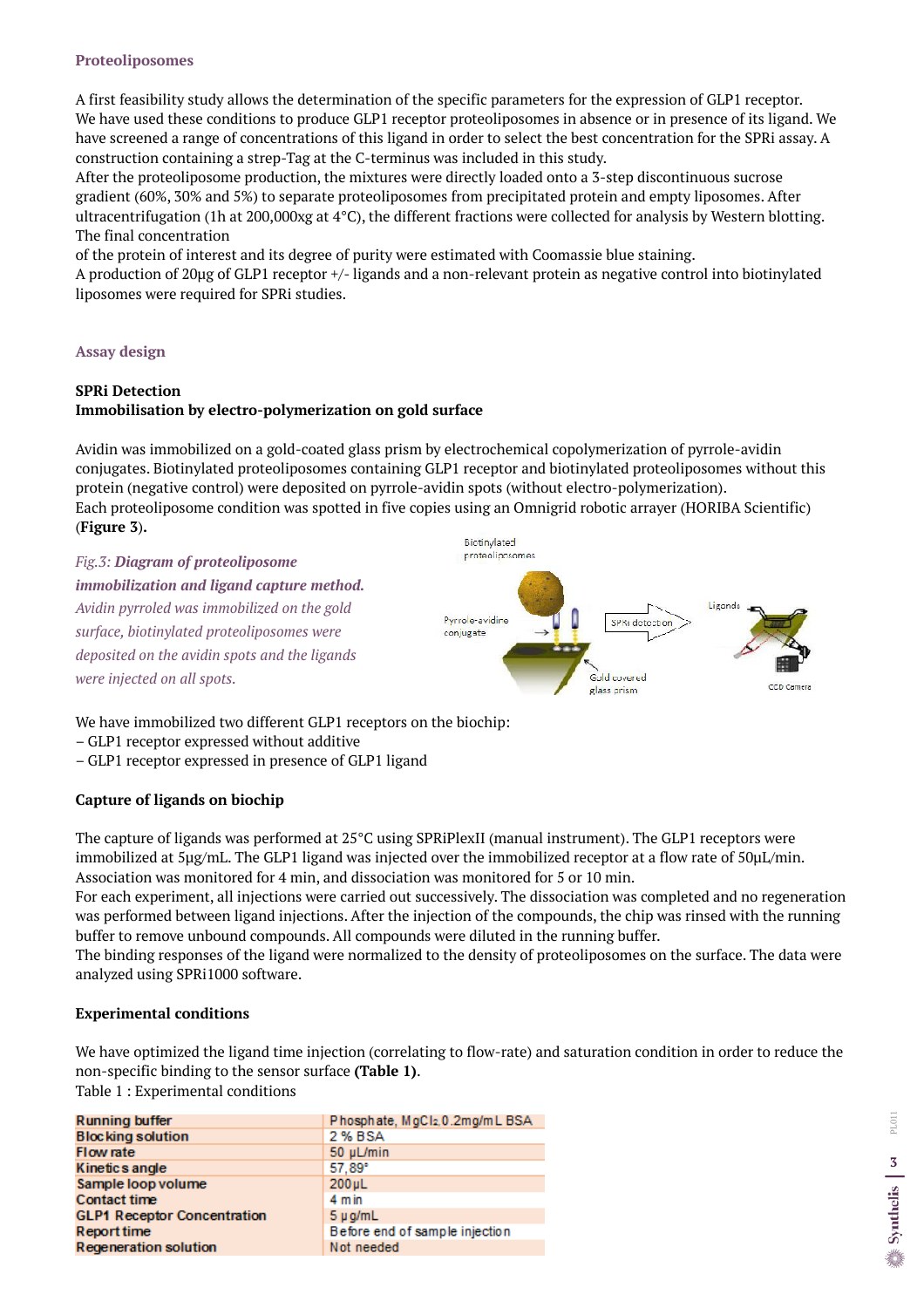### Proteoliposomes

A first feasibility study allows the determination of the specific parameters for the expression of GLP1 receptor. We have used these conditions to produce GLP1 receptor proteoliposomes in absence or in presence of its ligand. We have screened a range of concentrations of this ligand in order to select the best concentration for the SPRi assay. A construction containing a strep-Tag at the C-terminus was included in this study.

After the proteoliposome production, the mixtures were directly loaded onto a 3-step discontinuous sucrose gradient (60%, 30% and 5%) to separate proteoliposomes from precipitated protein and empty liposomes. After ultracentrifugation (1h at 200,000xg at 4°C), the different fractions were collected for analysis by Western blotting. The final concentration

of the protein of interest and its degree of purity were estimated with Coomassie blue staining.

A production of 20µg of GLP1 receptor +/- ligands and a non-relevant protein as negative control into biotinylated liposomes were required for SPRi studies.

### Assay design

**SPRi Detection**

**Immobilisation by electro-polymerization on gold surface**

Avidin was immobilized on a gold-coated glass prism by electrochemical copolymerization of pyrrole-avidin conjugates. Biotinylated proteoliposomes containing GLP1 receptor and biotinylated proteoliposomes without this protein (negative control) were deposited on pyrrole-avidin spots (without electro-polymerization).

Each proteoliposome condition was spotted in five copies using an Omnigrid robotic arrayer (HORIBA Scientific) (**Figure 3**).

*Fig.3: **Diagram of proteoliposome immobilization and ligand capture method.** Avidin pyrroled was immobilized on the gold surface, biotinylated proteoliposomes were deposited on the avidin spots and the ligands were injected on all spots.*

We have immobilized two different GLP1 receptors on the biochip:

– GLP1 receptor expressed without additive

– GLP1 receptor expressed in presence of GLP1 ligand

**Capture of ligands on biochip**

The capture of ligands was performed at 25°C using SPRiPlexII (manual instrument). The GLP1 receptors were immobilized at 5µg/mL. The GLP1 ligand was injected over the immobilized receptor at a flow rate of 50µL/min. Association was monitored for 4 min, and dissociation was monitored for 5 or 10 min.

For each experiment, all injections were carried out successively. The dissociation was completed and no regeneration was performed between ligand injections. After the injection of the compounds, the chip was rinsed with the running buffer to remove unbound compounds. All compounds were diluted in the running buffer.

The binding responses of the ligand were normalized to the density of proteoliposomes on the surface. The data were analyzed using SPRi1000 software.

**Experimental conditions**

We have optimized the ligand time injection (correlating to flow-rate) and saturation condition in order to reduce the non-specific binding to the sensor surface **(Table 1)**.

Table 1 : Experimental conditions

| | |
|---|---|
| **Running buffer** | Phosphate, $MgCl_2$ 0.2mg/mL BSA |
| **Blocking solution** | 2 % BSA |
| **Flow rate** | 50 µL/min |
| **Kinetics angle** | 57,89° |
| **Sample loop volume** | 200µL |
| **Contact time** | 4 min |
| **GLP1 Receptor Concentration** | 5 µg/mL |
| **Report time** | Before end of sample injection |
| **Regeneration solution** | Not needed |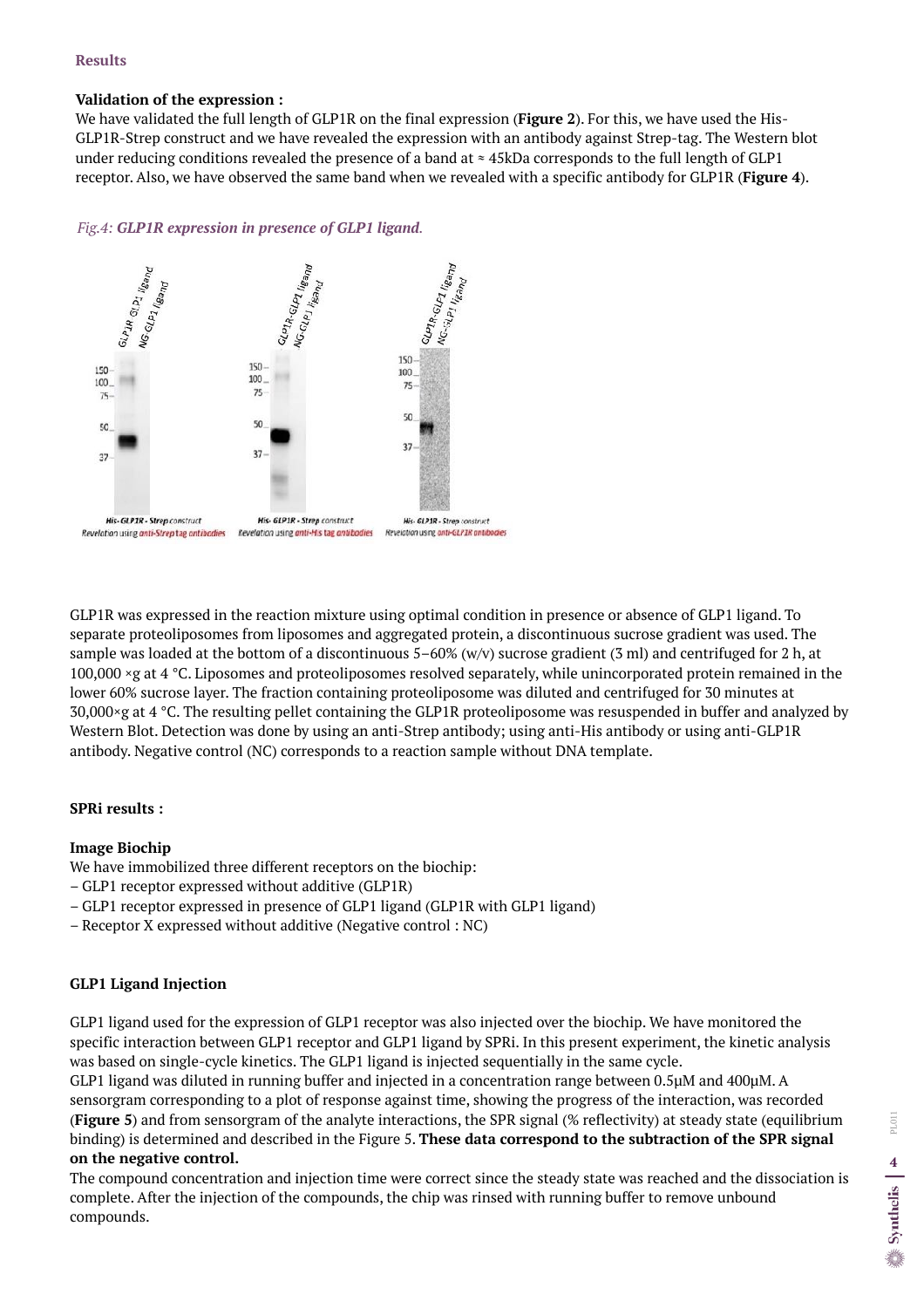**Results**

**Validation of the expression :**

We have validated the full length of GLP1R on the final expression (**Figure 2**). For this, we have used the His-GLP1R-Strep construct and we have revealed the expression with an antibody against Strep-tag. The Western blot under reducing conditions revealed the presence of a band at ≈ 45kDa corresponds to the full length of GLP1 receptor. Also, we have observed the same band when we revealed with a specific antibody for GLP1R (**Figure 4**).

*Fig.4: **GLP1R expression in presence of GLP1 ligand**.*

GLP1R was expressed in the reaction mixture using optimal condition in presence or absence of GLP1 ligand. To separate proteoliposomes from liposomes and aggregated protein, a discontinuous sucrose gradient was used. The sample was loaded at the bottom of a discontinuous 5–60% (w/v) sucrose gradient (3 ml) and centrifuged for 2 h, at 100,000 ×g at 4 °C. Liposomes and proteoliposomes resolved separately, while unincorporated protein remained in the lower 60% sucrose layer. The fraction containing proteoliposome was diluted and centrifuged for 30 minutes at 30,000×g at 4 °C. The resulting pellet containing the GLP1R proteoliposome was resuspended in buffer and analyzed by Western Blot. Detection was done by using an anti-Strep antibody; using anti-His antibody or using anti-GLP1R antibody. Negative control (NC) corresponds to a reaction sample without DNA template.

**SPRi results :**

**Image Biochip**

We have immobilized three different receptors on the biochip:

– GLP1 receptor expressed without additive (GLP1R)
– GLP1 receptor expressed in presence of GLP1 ligand (GLP1R with GLP1 ligand)
– Receptor X expressed without additive (Negative control : NC)

**GLP1 Ligand Injection**

GLP1 ligand used for the expression of GLP1 receptor was also injected over the biochip. We have monitored the specific interaction between GLP1 receptor and GLP1 ligand by SPRi. In this present experiment, the kinetic analysis was based on single-cycle kinetics. The GLP1 ligand is injected sequentially in the same cycle.

GLP1 ligand was diluted in running buffer and injected in a concentration range between 0.5µM and 400µM. A sensorgram corresponding to a plot of response against time, showing the progress of the interaction, was recorded (**Figure 5**) and from sensorgram of the analyte interactions, the SPR signal (% reflectivity) at steady state (equilibrium binding) is determined and described in the Figure 5. **These data correspond to the subtraction of the SPR signal on the negative control.**

The compound concentration and injection time were correct since the steady state was reached and the dissociation is complete. After the injection of the compounds, the chip was rinsed with running buffer to remove unbound compounds.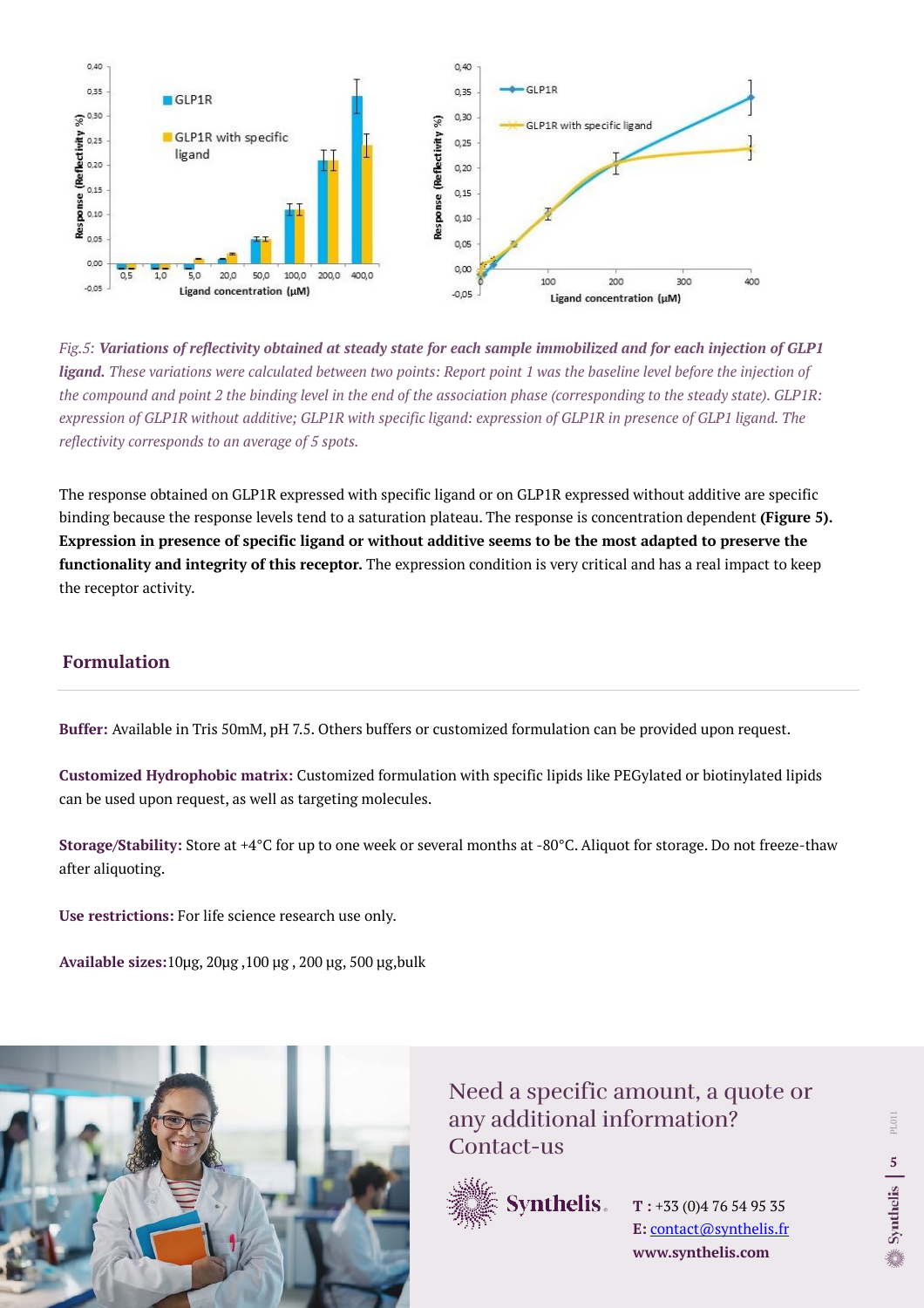0,40
0,35
0,30
0,25
0,20
0,15
0,10
0,05
0,00
-0,05

GLP1R

GLP1R with specific ligand

Response (Reflectivity %)

0,5 1,0 5,0 20,0 50,0 100,0 200,0 400,0

Ligand concentration (µM)

0,40
0,35
0,30
0,25
0,20
0,15
0,10
0,05
0,00
-0,05

GLP1R

GLP1R with specific ligand

Response (Reflectivity %)

0 100 200 300 400

Ligand concentration (µM)

*Fig.5:* ***Variations of reflectivity obtained at steady state for each sample immobilized and for each injection of GLP1 ligand.*** *These variations were calculated between two points: Report point 1 was the baseline level before the injection of the compound and point 2 the binding level in the end of the association phase (corresponding to the steady state). GLP1R: expression of GLP1R without additive; GLP1R with specific ligand: expression of GLP1R in presence of GLP1 ligand. The reflectivity corresponds to an average of 5 spots.*

The response obtained on GLP1R expressed with specific ligand or on GLP1R expressed without additive are specific binding because the response levels tend to a saturation plateau. The response is concentration dependent **(Figure 5). Expression in presence of specific ligand or without additive seems to be the most adapted to preserve the functionality and integrity of this receptor.** The expression condition is very critical and has a real impact to keep the receptor activity.

## Formulation

**Buffer:** Available in Tris 50mM, pH 7.5. Others buffers or customized formulation can be provided upon request.

**Customized Hydrophobic matrix:** Customized formulation with specific lipids like PEGylated or biotinylated lipids can be used upon request, as well as targeting molecules.

**Storage/Stability:** Store at +4°C for up to one week or several months at -80°C. Aliquot for storage. Do not freeze-thaw after aliquoting.

**Use restrictions:** For life science research use only.

**Available sizes:**10µg, 20µg ,100 µg , 200 µg, 500 µg,bulk

Need a specific amount, a quote or any additional information? Contact-us

Synthelis

**T :** +33 (0)4 76 54 95 35
**E:** contact@synthelis.fr
**www.synthelis.com**